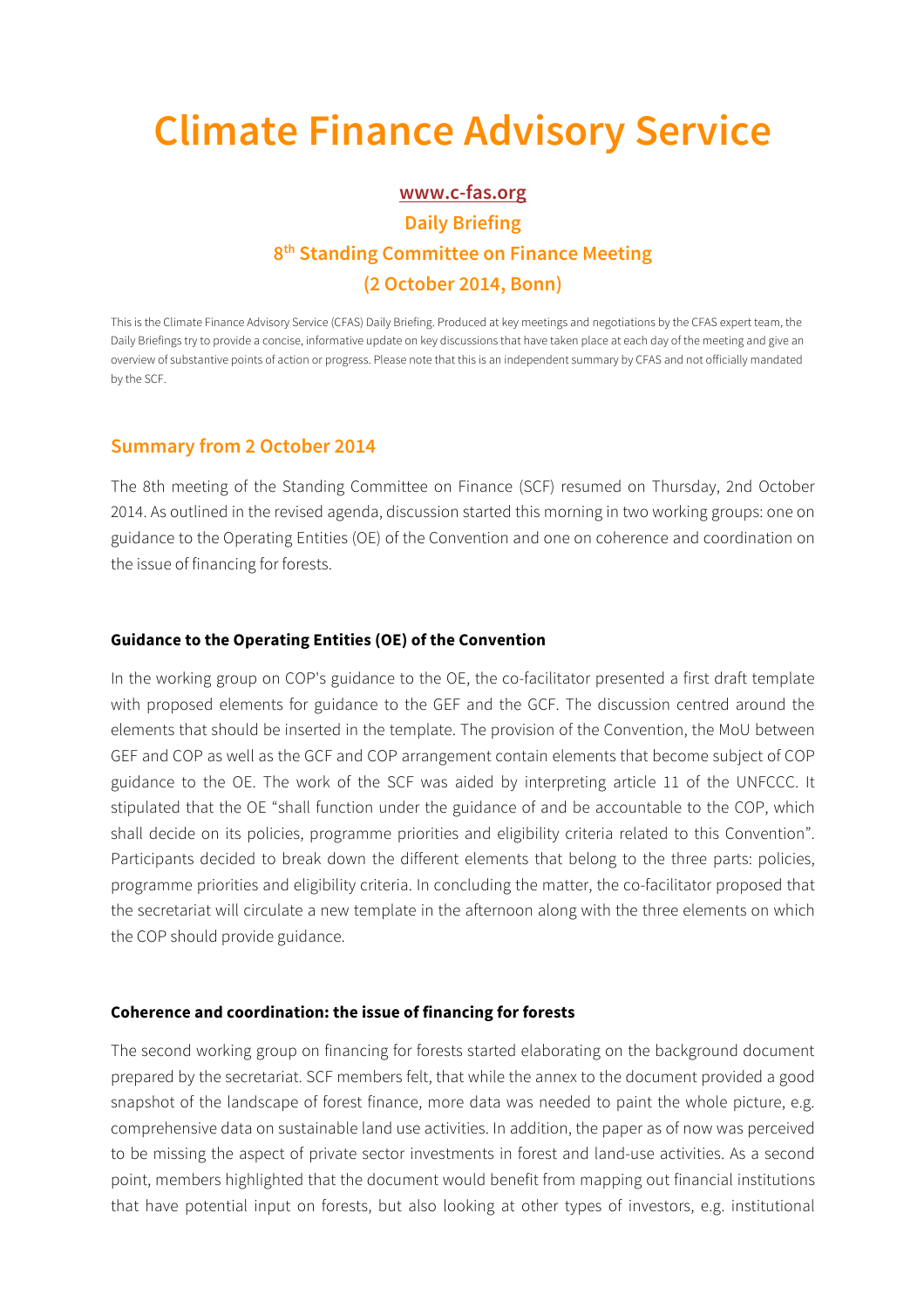# Climate Finance Advisory Service

**www.c-fas.org**

**Daily Briefing**

**8th Standing Committee on Finance Meeting**

**(2 October 2014, Bonn)**

This is the Climate Finance Advisory Service (CFAS) Daily Briefing. Produced at key meetings and negotiations by the CFAS expert team, the Daily Briefings try to provide a concise, informative update on key discussions that have taken place at each day of the meeting and give an overview of substantive points of action or progress. Please note that this is an independent summary by CFAS and not officially mandated by the SCF.

## Summary from 2 October 2014

The 8th meeting of the Standing Committee on Finance (SCF) resumed on Thursday, 2nd October 2014. As outlined in the revised agenda, discussion started this morning in two working groups: one on guidance to the Operating Entities (OE) of the Convention and one on coherence and coordination on the issue of financing for forests.

### Guidance to the Operating Entities (OE) of the Convention

In the working group on COP's guidance to the OE, the co-facilitator presented a first draft template with proposed elements for guidance to the GEF and the GCF. The discussion centred around the elements that should be inserted in the template. The provision of the Convention, the MoU between GEF and COP as well as the GCF and COP arrangement contain elements that become subject of COP guidance to the OE. The work of the SCF was aided by interpreting article 11 of the UNFCCC. It stipulated that the OE "shall function under the guidance of and be accountable to the COP, which shall decide on its policies, programme priorities and eligibility criteria related to this Convention". Participants decided to break down the different elements that belong to the three parts: policies, programme priorities and eligibility criteria. In concluding the matter, the co-facilitator proposed that the secretariat will circulate a new template in the afternoon along with the three elements on which the COP should provide guidance.

### Coherence and coordination: the issue of financing for forests

The second working group on financing for forests started elaborating on the background document prepared by the secretariat. SCF members felt, that while the annex to the document provided a good snapshot of the landscape of forest finance, more data was needed to paint the whole picture, e.g. comprehensive data on sustainable land use activities. In addition, the paper as of now was perceived to be missing the aspect of private sector investments in forest and land-use activities. As a second point, members highlighted that the document would benefit from mapping out financial institutions that have potential input on forests, but also looking at other types of investors, e.g. institutional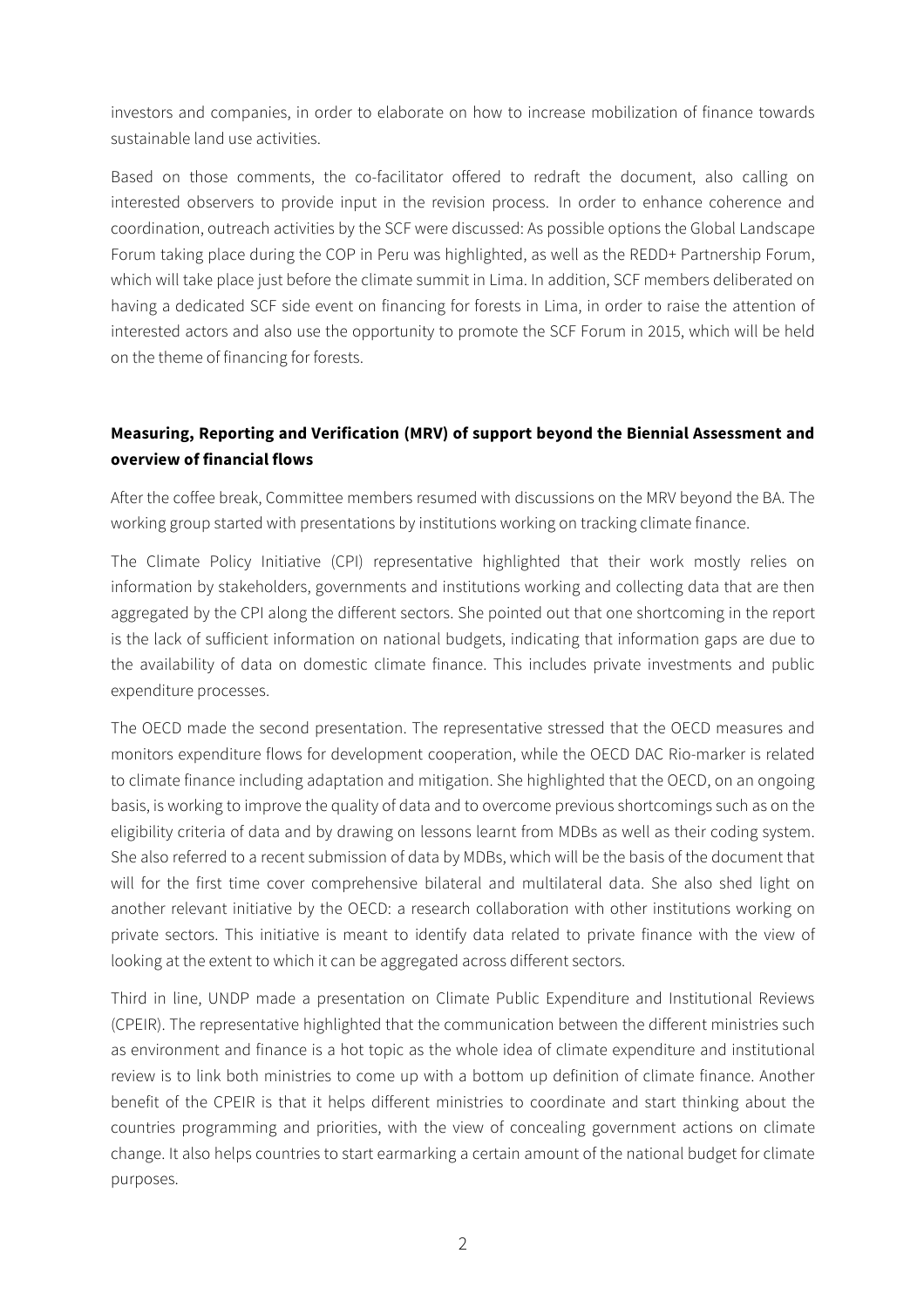investors and companies, in order to elaborate on how to increase mobilization of finance towards sustainable land use activities.

Based on those comments, the co-facilitator offered to redraft the document, also calling on interested observers to provide input in the revision process. In order to enhance coherence and coordination, outreach activities by the SCF were discussed: As possible options the Global Landscape Forum taking place during the COP in Peru was highlighted, as well as the REDD+ Partnership Forum, which will take place just before the climate summit in Lima. In addition, SCF members deliberated on having a dedicated SCF side event on financing for forests in Lima, in order to raise the attention of interested actors and also use the opportunity to promote the SCF Forum in 2015, which will be held on the theme of financing for forests.

**Measuring, Reporting and Verification (MRV) of support beyond the Biennial Assessment and overview of financial flows**

After the coffee break, Committee members resumed with discussions on the MRV beyond the BA. The working group started with presentations by institutions working on tracking climate finance.

The Climate Policy Initiative (CPI) representative highlighted that their work mostly relies on information by stakeholders, governments and institutions working and collecting data that are then aggregated by the CPI along the different sectors. She pointed out that one shortcoming in the report is the lack of sufficient information on national budgets, indicating that information gaps are due to the availability of data on domestic climate finance. This includes private investments and public expenditure processes.

The OECD made the second presentation. The representative stressed that the OECD measures and monitors expenditure flows for development cooperation, while the OECD DAC Rio-marker is related to climate finance including adaptation and mitigation. She highlighted that the OECD, on an ongoing basis, is working to improve the quality of data and to overcome previous shortcomings such as on the eligibility criteria of data and by drawing on lessons learnt from MDBs as well as their coding system. She also referred to a recent submission of data by MDBs, which will be the basis of the document that will for the first time cover comprehensive bilateral and multilateral data. She also shed light on another relevant initiative by the OECD: a research collaboration with other institutions working on private sectors. This initiative is meant to identify data related to private finance with the view of looking at the extent to which it can be aggregated across different sectors.

Third in line, UNDP made a presentation on Climate Public Expenditure and Institutional Reviews (CPEIR). The representative highlighted that the communication between the different ministries such as environment and finance is a hot topic as the whole idea of climate expenditure and institutional review is to link both ministries to come up with a bottom up definition of climate finance. Another benefit of the CPEIR is that it helps different ministries to coordinate and start thinking about the countries programming and priorities, with the view of concealing government actions on climate change. It also helps countries to start earmarking a certain amount of the national budget for climate purposes.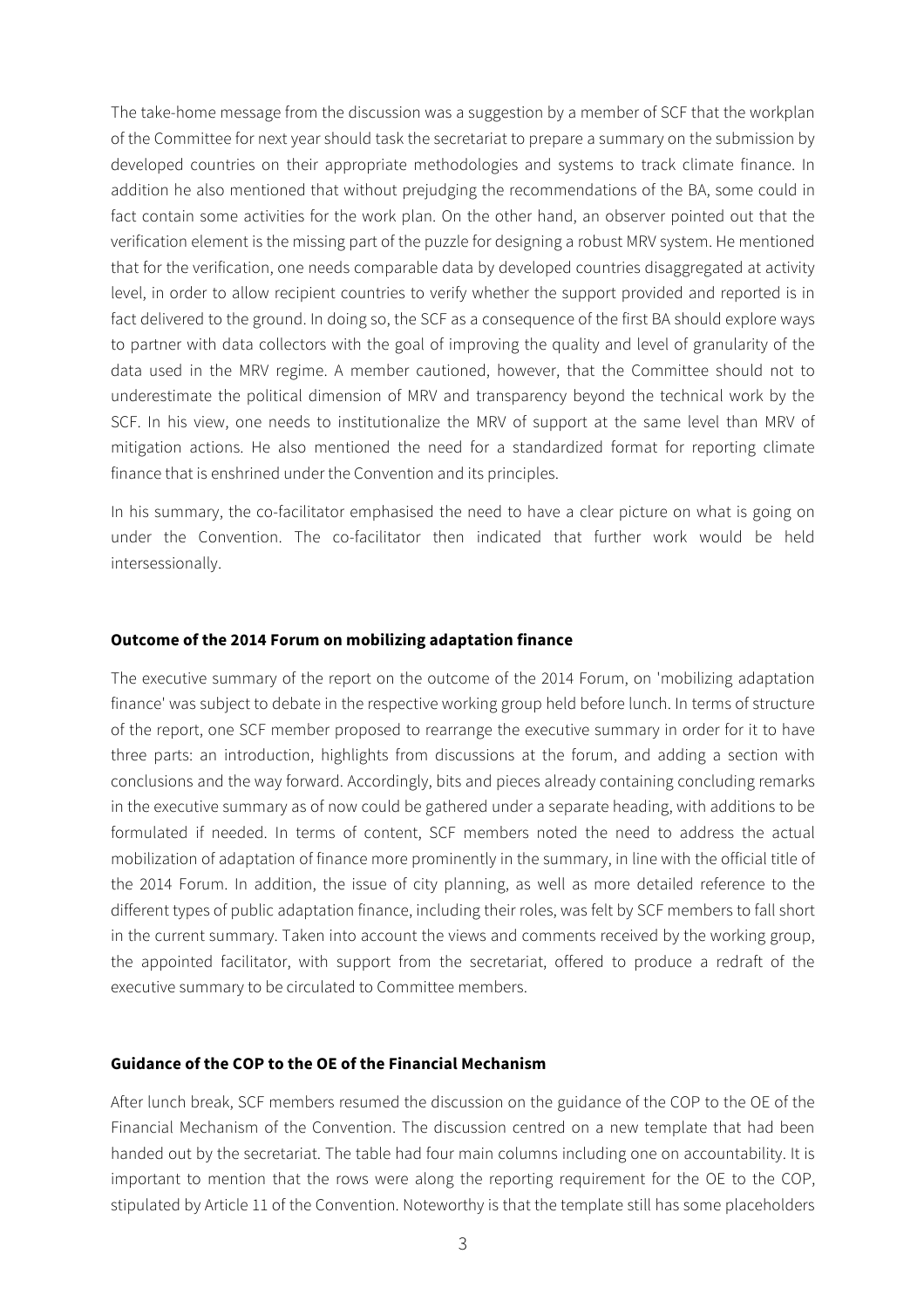The take-home message from the discussion was a suggestion by a member of SCF that the workplan of the Committee for next year should task the secretariat to prepare a summary on the submission by developed countries on their appropriate methodologies and systems to track climate finance. In addition he also mentioned that without prejudging the recommendations of the BA, some could in fact contain some activities for the work plan. On the other hand, an observer pointed out that the verification element is the missing part of the puzzle for designing a robust MRV system. He mentioned that for the verification, one needs comparable data by developed countries disaggregated at activity level, in order to allow recipient countries to verify whether the support provided and reported is in fact delivered to the ground. In doing so, the SCF as a consequence of the first BA should explore ways to partner with data collectors with the goal of improving the quality and level of granularity of the data used in the MRV regime. A member cautioned, however, that the Committee should not to underestimate the political dimension of MRV and transparency beyond the technical work by the SCF. In his view, one needs to institutionalize the MRV of support at the same level than MRV of mitigation actions. He also mentioned the need for a standardized format for reporting climate finance that is enshrined under the Convention and its principles.

In his summary, the co-facilitator emphasised the need to have a clear picture on what is going on under the Convention. The co-facilitator then indicated that further work would be held intersessionally.

**Outcome of the 2014 Forum on mobilizing adaptation finance**

The executive summary of the report on the outcome of the 2014 Forum, on 'mobilizing adaptation finance' was subject to debate in the respective working group held before lunch. In terms of structure of the report, one SCF member proposed to rearrange the executive summary in order for it to have three parts: an introduction, highlights from discussions at the forum, and adding a section with conclusions and the way forward. Accordingly, bits and pieces already containing concluding remarks in the executive summary as of now could be gathered under a separate heading, with additions to be formulated if needed. In terms of content, SCF members noted the need to address the actual mobilization of adaptation of finance more prominently in the summary, in line with the official title of the 2014 Forum. In addition, the issue of city planning, as well as more detailed reference to the different types of public adaptation finance, including their roles, was felt by SCF members to fall short in the current summary. Taken into account the views and comments received by the working group, the appointed facilitator, with support from the secretariat, offered to produce a redraft of the executive summary to be circulated to Committee members.

**Guidance of the COP to the OE of the Financial Mechanism**

After lunch break, SCF members resumed the discussion on the guidance of the COP to the OE of the Financial Mechanism of the Convention. The discussion centred on a new template that had been handed out by the secretariat. The table had four main columns including one on accountability. It is important to mention that the rows were along the reporting requirement for the OE to the COP, stipulated by Article 11 of the Convention. Noteworthy is that the template still has some placeholders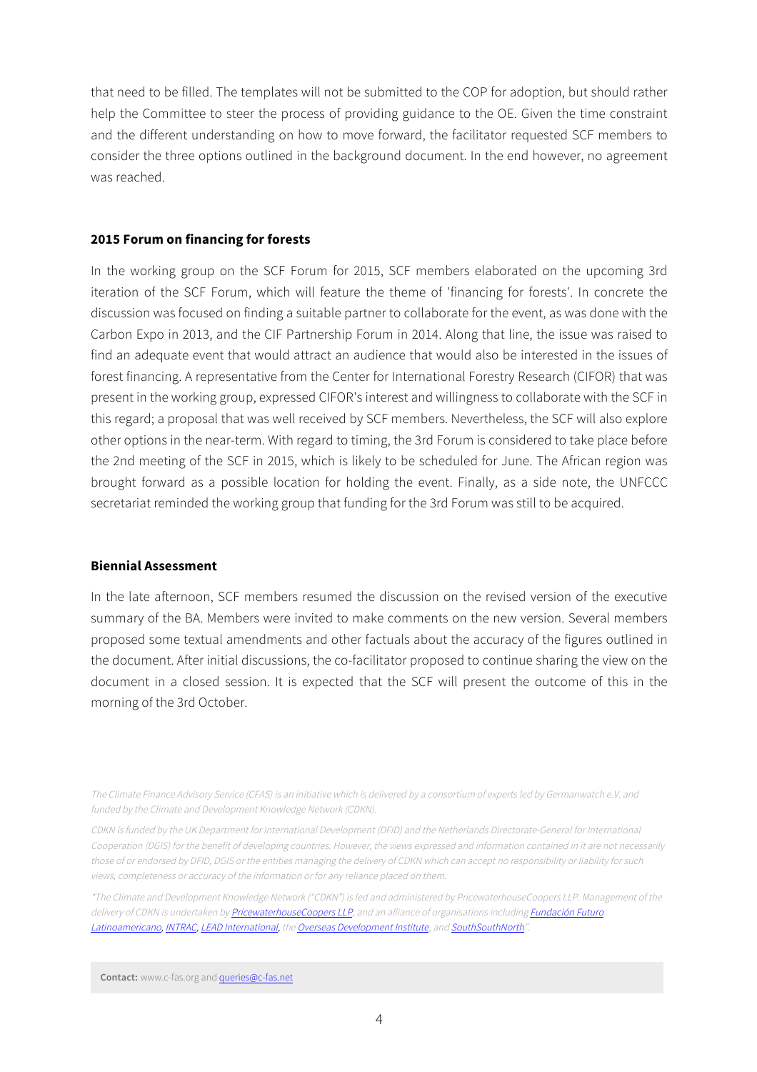that need to be filled. The templates will not be submitted to the COP for adoption, but should rather help the Committee to steer the process of providing guidance to the OE. Given the time constraint and the different understanding on how to move forward, the facilitator requested SCF members to consider the three options outlined in the background document. In the end however, no agreement was reached.

**2015 Forum on financing for forests**

In the working group on the SCF Forum for 2015, SCF members elaborated on the upcoming 3rd iteration of the SCF Forum, which will feature the theme of 'financing for forests'. In concrete the discussion was focused on finding a suitable partner to collaborate for the event, as was done with the Carbon Expo in 2013, and the CIF Partnership Forum in 2014. Along that line, the issue was raised to find an adequate event that would attract an audience that would also be interested in the issues of forest financing. A representative from the Center for International Forestry Research (CIFOR) that was present in the working group, expressed CIFOR's interest and willingness to collaborate with the SCF in this regard; a proposal that was well received by SCF members. Nevertheless, the SCF will also explore other options in the near-term. With regard to timing, the 3rd Forum is considered to take place before the 2nd meeting of the SCF in 2015, which is likely to be scheduled for June. The African region was brought forward as a possible location for holding the event. Finally, as a side note, the UNFCCC secretariat reminded the working group that funding for the 3rd Forum was still to be acquired.

**Biennial Assessment**

In the late afternoon, SCF members resumed the discussion on the revised version of the executive summary of the BA. Members were invited to make comments on the new version. Several members proposed some textual amendments and other factuals about the accuracy of the figures outlined in the document. After initial discussions, the co-facilitator proposed to continue sharing the view on the document in a closed session. It is expected that the SCF will present the outcome of this in the morning of the 3rd October.

*The Climate Finance Advisory Service (CFAS) is an initiative which is delivered by a consortium of experts led by Germanwatch e.V. and funded by the Climate and Development Knowledge Network (CDKN).*

*CDKN is funded by the UK Department for International Development (DFID) and the Netherlands Directorate-General for International Cooperation (DGIS) for the benefit of developing countries. However, the views expressed and information contained in it are not necessarily those of or endorsed by DFID, DGIS or the entities managing the delivery of CDKN which can accept no responsibility or liability for such views, completeness or accuracy of the information or for any reliance placed on them.*

*"The Climate and Development Knowledge Network ("CDKN") is led and administered by PricewaterhouseCoopers LLP. Management of the delivery of CDKN is undertaken by PricewaterhouseCoopers LLP, and an alliance of organisations including Fundación Futuro Latinoamericano, INTRAC, LEAD International, the Overseas Development Institute, and SouthSouthNorth".*

**Contact:** www.c-fas.org and queries@c-fas.net